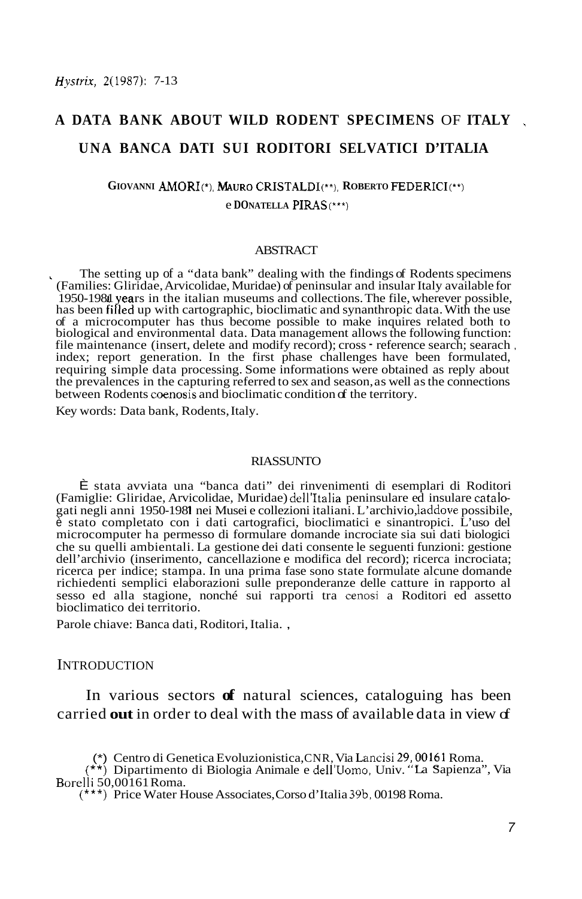# A DATA BANK ABOUT WILD RODENT SPECIMENS OF ITALY

# UNA BANCA DATI SUI RODITORI SELVATICI D'ITALIA

GIOVANNI AMORI (*), MAURO CRISTALDI (**), ROBERTO FEDERICI (**) e DONATELLA PIRAS (***)

## ABSTRACT

The setting up of a "data bank" dealing with the findings of Rodents specimens (Families: Gliridae, Arvicolidae, Muridae) of peninsular and insular Italy available for 1950-1981 years in the italian museums and collections. The file, wherever possible, has been filled up with cartographic, bioclimatic and synanthropic data. With the use of a microcomputer has thus become possible to make inquires related both to biological and environmental data. Data management allows the following function: file maintenance (insert, delete and modify record); cross - reference search; searach index; report generation. In the first phase challenges have been formulated, requiring simple data processing. Some informations were obtained as reply about the prevalences in the capturing referred to sex and season, as well as the connections between Rodents coenosis and bioclimatic condition of the territory.

Key words: Data bank, Rodents, Italy.

## RIASSUNTO

È stata avviata una "banca dati" dei rinvenimenti di esemplari di Roditori (Famiglie: Gliridae, Arvicolidae, Muridae) dell'Italia peninsulare ed insulare catalogati negli anni 1950-1981 nei Musei e collezioni italiani. L'archivio, laddove possibile, è stato completato con i dati cartografici, bioclimatici e sinantropici. L'uso del microcomputer ha permesso di formulare domande incrociate sia sui dati biologici che su quelli ambientali. La gestione dei dati consente le seguenti funzioni: gestione dell'archivio (inserimento, cancellazione e modifica del record); ricerca incrociata; ricerca per indice; stampa. In una prima fase sono state formulate alcune domande richiedenti semplici elaborazioni sulle preponderanze delle catture in rapporto al sesso ed alla stagione, nonché sui rapporti tra cenosi a Roditori ed assetto bioclimatico dei territorio.

Parole chiave: Banca dati, Roditori, Italia.

## INTRODUCTION

In various sectors of natural sciences, cataloguing has been carried out in order to deal with the mass of available data in view of

(*) Centro di Genetica Evoluzionistica, CNR, Via Lancisi 29, 00161 Roma.
(**) Dipartimento di Biologia Animale e dell'Uomo, Univ. "La Sapienza", Via Borelli 50, 00161 Roma.
(***) Price Water House Associates, Corso d'Italia 39b, 00198 Roma.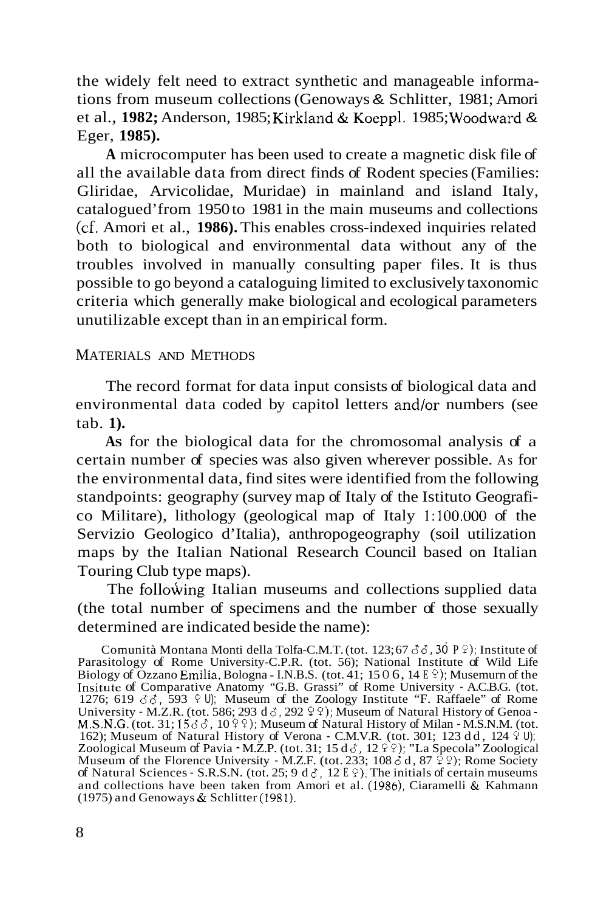the widely felt need to extract synthetic and manageable informations from museum collections (Genoways & Schlitter, 1981; Amori et al., **1982;** Anderson, 1985; Kirkland & Koeppl. 1985; Woodward & Eger, **1985).**

**A** microcomputer has been used to create a magnetic disk file of all the available data from direct finds of Rodent species (Families: Gliridae, Arvicolidae, Muridae) in mainland and island Italy, catalogued' from 1950 to 1981 in the main museums and collections (cf. Amori et al., **1986).** This enables cross-indexed inquiries related both to biological and environmental data without any of the troubles involved in manually consulting paper files. It is thus possible to go beyond a cataloguing limited to exclusively taxonomic criteria which generally make biological and ecological parameters unutilizable except than in an empirical form.

## MATERIALS AND METHODS

The record format for data input consists of biological data and environmental data coded by capitol letters and/or numbers (see tab. **1).**

**As** for the biological data for the chromosomal analysis of a certain number of species was also given wherever possible. As for the environmental data, find sites were identified from the following standpoints: geography (survey map of Italy of the Istituto Geografico Militare), lithology (geological map of Italy 1:100.000 of the Servizio Geologico d'Italia), anthropogeography (soil utilization maps by the Italian National Research Council based on Italian Touring Club type maps).

The following Italian museums and collections supplied data (the total number of specimens and the number of those sexually determined are indicated beside the name):

Comunità Montana Monti della Tolfa-C.M.T. (tot. 123; 67 ♂♂, 30 ♀♀); Institute of Parasitology of Rome University-C.P.R. (tot. 56); National Institute of Wild Life Biology of Ozzano Emilia, Bologna - I.N.B.S. (tot. 41; 15 ♂♂, 14 ♀♀); Musemurn of the Insitute of Comparative Anatomy "G.B. Grassi" of Rome University - A.C.B.G. (tot. 1276; 619 ♂♂, 593 ♀♀); Museum of the Zoology Institute "F. Raffaele" of Rome University - M.Z.R. (tot. 586; 293 ♂♂, 292 ♀♀); Museum of Natural History of Genoa - M.S.N.G. (tot. 31; 15 ♂♂, 10 ♀♀); Museum of Natural History of Milan - M.S.N.M. (tot. 162); Museum of Natural History of Verona - C.M.V.R. (tot. 301; 123 ♂♂, 124 ♀♀); Zoological Museum of Pavia - M.Z.P. (tot. 31; 15 ♂♂, 12 ♀♀); "La Specola" Zoological Museum of the Florence University - M.Z.F. (tot. 233; 108 ♂♂, 87 ♀♀); Rome Society of Natural Sciences - S.R.S.N. (tot. 25; 9 ♂♂, 12 ♀♀). The initials of certain museums and collections have been taken from Amori et al. (1986), Ciaramelli & Kahmann (1975) and Genoways & Schlitter (1981).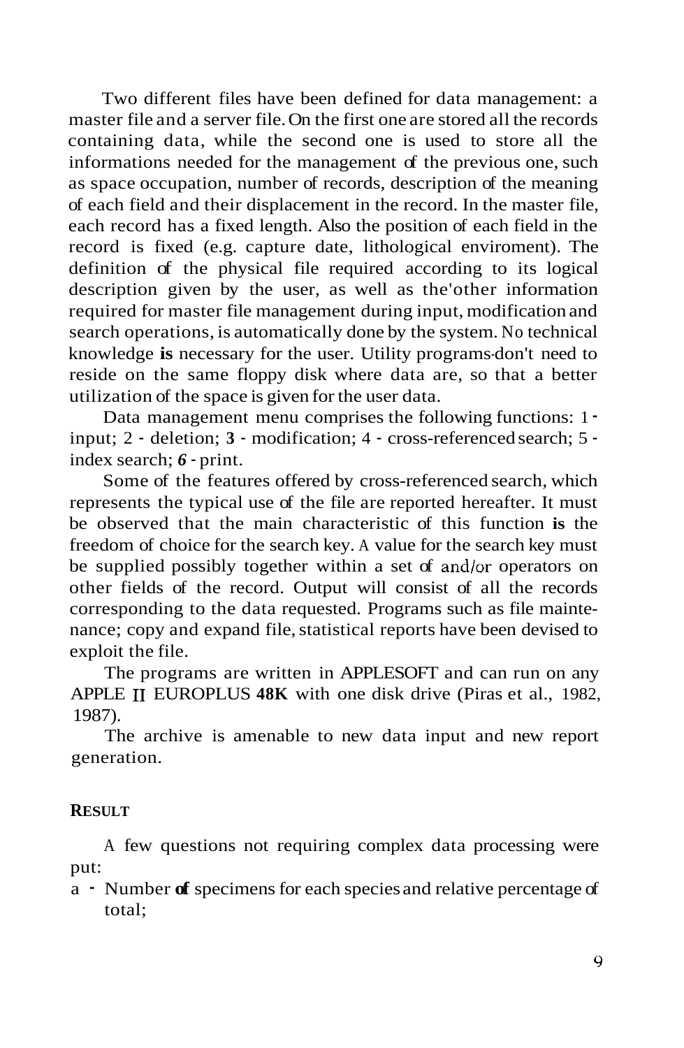Two different files have been defined for data management: a master file and a server file. On the first one are stored all the records containing data, while the second one is used to store all the informations needed for the management of the previous one, such as space occupation, number of records, description of the meaning of each field and their displacement in the record. In the master file, each record has a fixed length. Also the position of each field in the record is fixed (e.g. capture date, lithological enviroment). The definition of the physical file required according to its logical description given by the user, as well as the'other information required for master file management during input, modification and search operations, is automatically done by the system. No technical knowledge **is** necessary for the user. Utility programs don't need to reside on the same floppy disk where data are, so that a better utilization of the space is given for the user data.

Data management menu comprises the following functions: 1 - input; 2 - deletion; **3** - modification; 4 - cross-referenced search; 5 - index search; ***6*** - print.

Some of the features offered by cross-referenced search, which represents the typical use of the file are reported hereafter. It must be observed that the main characteristic of this function **is** the freedom of choice for the search key. A value for the search key must be supplied possibly together within a set of and/or operators on other fields of the record. Output will consist of all the records corresponding to the data requested. Programs such as file maintenance; copy and expand file, statistical reports have been devised to exploit the file.

The programs are written in APPLESOFT and can run on any APPLE II EUROPLUS **48K** with one disk drive (Piras et al., 1982, 1987).

The archive is amenable to new data input and new report generation.

## RESULT

A few questions not requiring complex data processing were put:

a - Number **of** specimens for each species and relative percentage of total;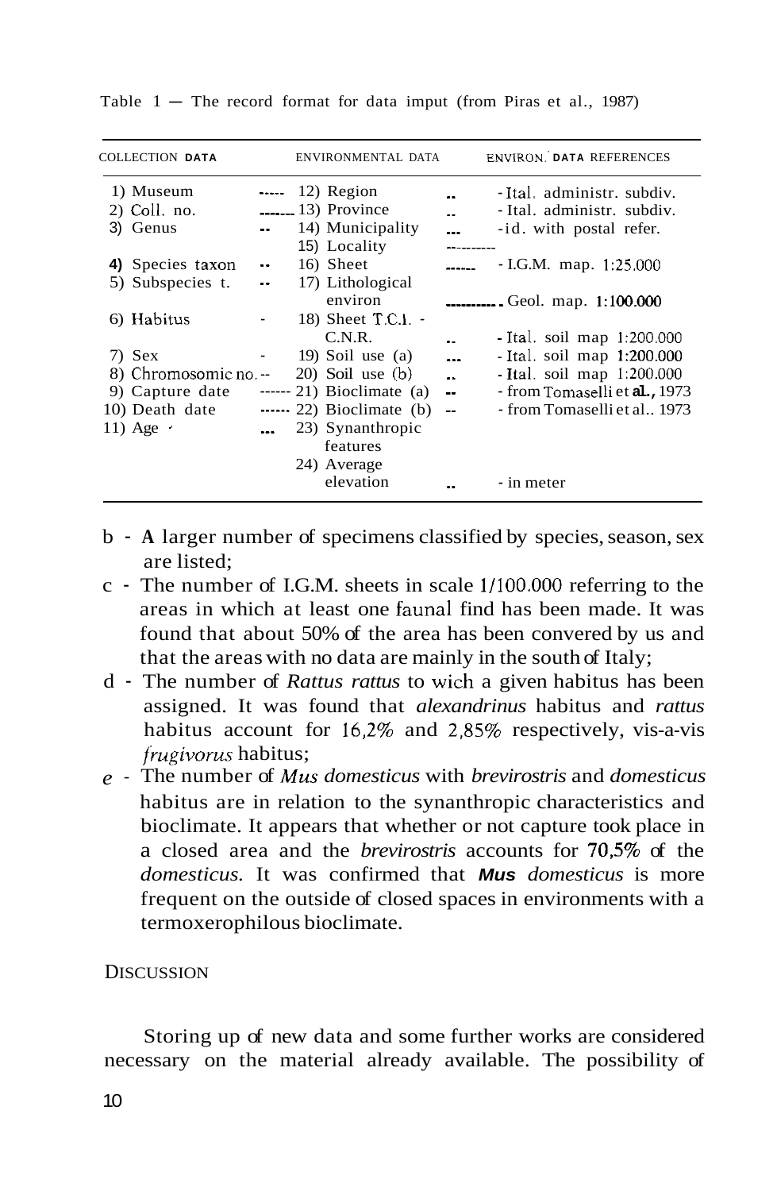Table 1 — The record format for data imput (from Piras et al., 1987)

| COLLECTION DATA | ENVIRONMENTAL DATA | ENVIRON. DATA REFERENCES |
|---|---|---|
| 1) Museum | 12) Region | - Ital. administr. subdiv. |
| 2) Coll. no. | 13) Province | - Ital. administr. subdiv. |
| 3) Genus | 14) Municipality | - id. with postal refer. |
| | 15) Locality | |
| 4) Species taxon | 16) Sheet | - I.G.M. map. 1:25.000 |
| 5) Subspecies t. | 17) Lithological environ | Geol. map. 1:100.000 |
| 6) Habitus | 18) Sheet T.C.I. - C.N.R. | - Ital. soil map 1:200.000 |
| 7) Sex | 19) Soil use (a) | - Ital. soil map 1:200.000 |
| 8) Chromosomic no. | 20) Soil use (b) | - Ital. soil map 1:200.000 |
| 9) Capture date | 21) Bioclimate (a) | - from Tomaselli et al., 1973 |
| 10) Death date | 22) Bioclimate (b) | - from Tomaselli et al.. 1973 |
| 11) Age | 23) Synanthropic features | |
| | 24) Average elevation | - in meter |

b - A larger number of specimens classified by species, season, sex are listed;

c - The number of I.G.M. sheets in scale 1/100.000 referring to the areas in which at least one faunal find has been made. It was found that about 50% of the area has been convered by us and that the areas with no data are mainly in the south of Italy;

d - The number of *Rattus rattus* to wich a given habitus has been assigned. It was found that *alexandrinus* habitus and *rattus* habitus account for 16,2% and 2,85% respectively, vis-a-vis *frugivorus* habitus;

*e* - The number of *Mus domesticus* with *brevirostris* and *domesticus* habitus are in relation to the synanthropic characteristics and bioclimate. It appears that whether or not capture took place in a closed area and the *brevirostris* accounts for 70,5% of the *domesticus*. It was confirmed that ***Mus*** *domesticus* is more frequent on the outside of closed spaces in environments with a termoxerophilous bioclimate.

## DISCUSSION

Storing up of new data and some further works are considered necessary on the material already available. The possibility of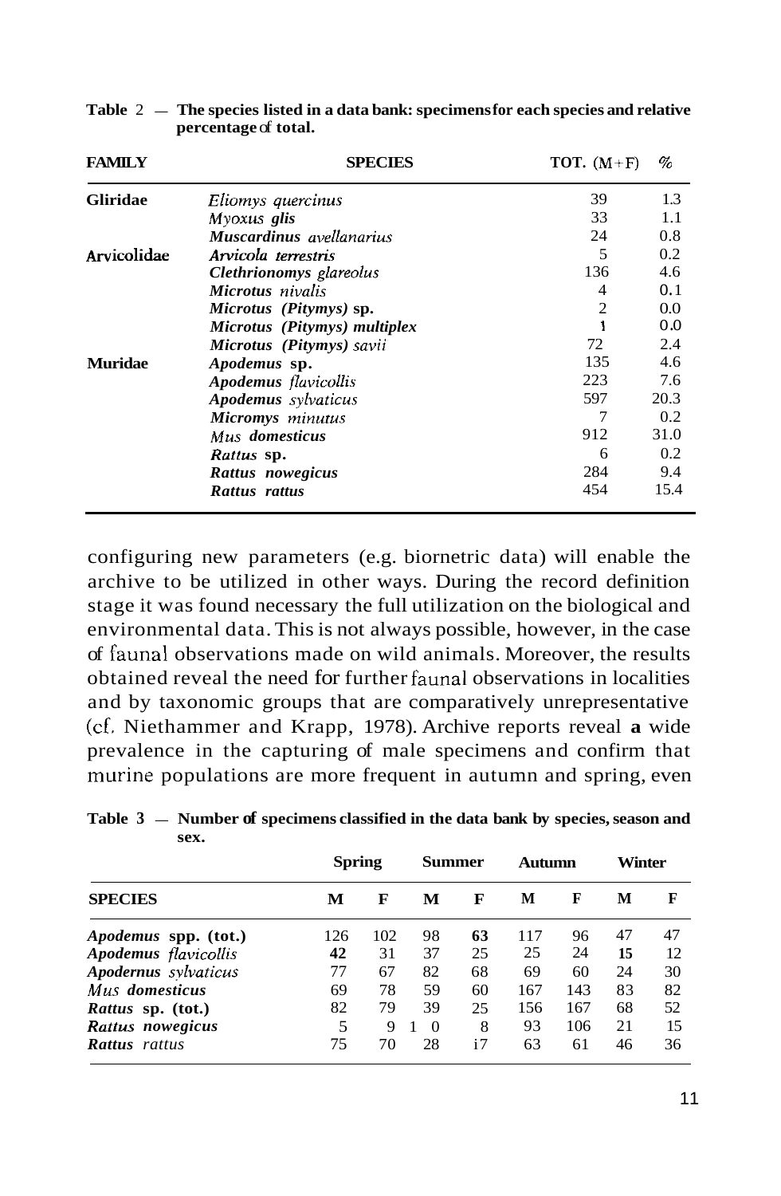**Table 2 — The species listed in a data bank: specimens for each species and relative percentage of total.**

| FAMILY | SPECIES | TOT. (M+F) | % |
|---|---|---|---|
| **Gliridae** | *Eliomys quercinus* | 39 | 1.3 |
| | *Myoxus glis* | 33 | 1.1 |
| | *Muscardinus avellanarius* | 24 | 0.8 |
| **Arvicolidae** | *Arvicola terrestris* | 5 | 0.2 |
| | *Clethrionomys glareolus* | 136 | 4.6 |
| | *Microtus nivalis* | 4 | 0.1 |
| | *Microtus (Pitymys)* sp. | 2 | 0.0 |
| | *Microtus (Pitymys) multiplex* | 1 | 0.0 |
| | *Microtus (Pitymys) savii* | 72 | 2.4 |
| **Muridae** | *Apodemus* sp. | 135 | 4.6 |
| | *Apodemus flavicollis* | 223 | 7.6 |
| | *Apodemus sylvaticus* | 597 | 20.3 |
| | *Micromys minutus* | 7 | 0.2 |
| | *Mus domesticus* | 912 | 31.0 |
| | *Rattus* sp. | 6 | 0.2 |
| | *Rattus nowegicus* | 284 | 9.4 |
| | *Rattus rattus* | 454 | 15.4 |

configuring new parameters (e.g. biornetric data) will enable the archive to be utilized in other ways. During the record definition stage it was found necessary the full utilization on the biological and environmental data. This is not always possible, however, in the case of faunal observations made on wild animals. Moreover, the results obtained reveal the need for further faunal observations in localities and by taxonomic groups that are comparatively unrepresentative (cf. Niethammer and Krapp, 1978). Archive reports reveal **a** wide prevalence in the capturing of male specimens and confirm that murine populations are more frequent in autumn and spring, even

**Table 3 — Number of specimens classified in the data bank by species, season and sex.**

| | Spring | | Summer | | Autumn | | Winter | |
|---|---|---|---|---|---|---|---|---|
| **SPECIES** | **M** | **F** | **M** | **F** | **M** | **F** | **M** | **F** |
| *Apodemus* spp. (tot.) | 126 | 102 | 98 | **63** | 117 | 96 | 47 | 47 |
| *Apodemus flavicollis* | **42** | 31 | 37 | 25 | 25 | 24 | **15** | 12 |
| *Apodernus sylvaticus* | 77 | 67 | 82 | 68 | 69 | 60 | 24 | 30 |
| *Mus domesticus* | 69 | 78 | 59 | 60 | 167 | 143 | 83 | 82 |
| *Rattus* sp. (tot.) | 82 | 79 | 39 | 25 | 156 | 167 | 68 | 52 |
| *Rattus nowegicus* | 5 | 9 | 1 0 | 8 | 93 | 106 | 21 | 15 |
| *Rattus rattus* | 75 | 70 | 28 | i7 | 63 | 61 | 46 | 36 |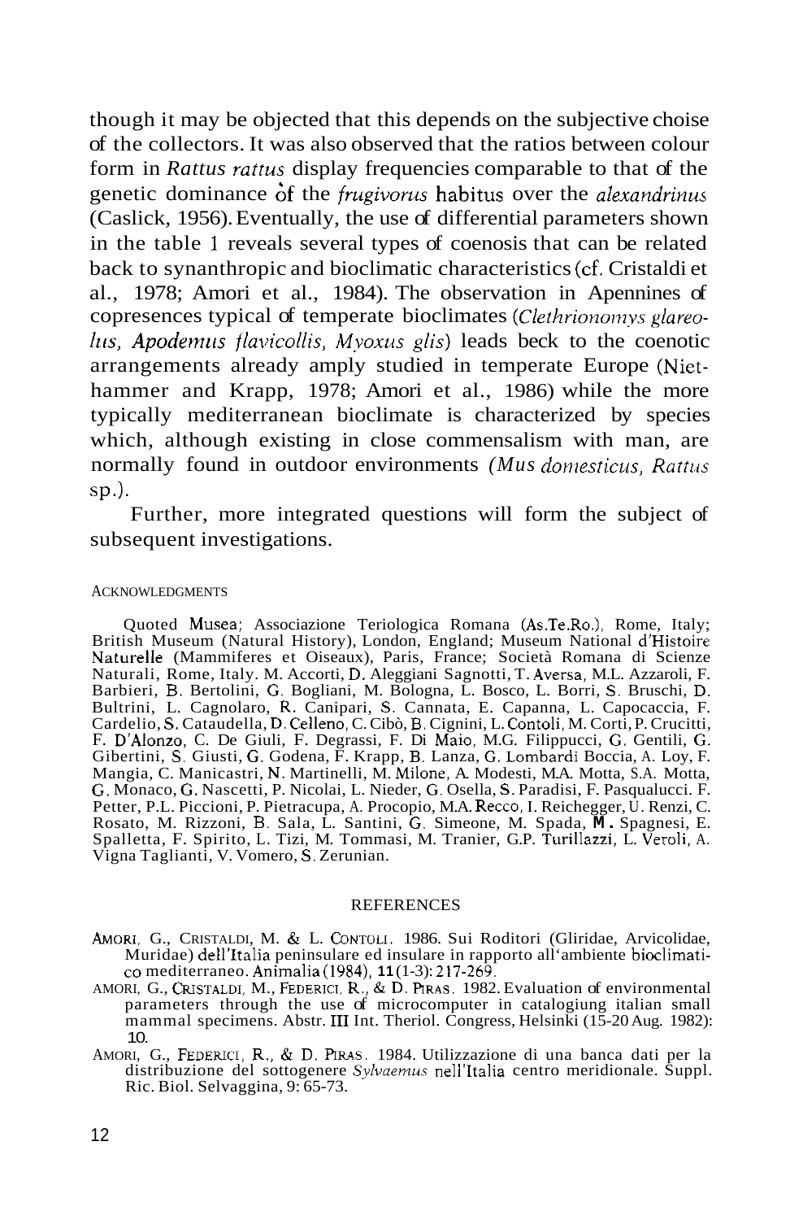though it may be objected that this depends on the subjective choise of the collectors. It was also observed that the ratios between colour form in *Rattus rattus* display frequencies comparable to that of the genetic dominance of the *frugivorus* habitus over the *alexandrinus* (Caslick, 1956). Eventually, the use of differential parameters shown in the table 1 reveals several types of coenosis that can be related back to synanthropic and bioclimatic characteristics (cf. Cristaldi et al., 1978; Amori et al., 1984). The observation in Apennines of copresences typical of temperate bioclimates (*Clethrionomys glareolus, Apodemus flavicollis, Myoxus glis*) leads beck to the coenotic arrangements already amply studied in temperate Europe (Niethammer and Krapp, 1978; Amori et al., 1986) while the more typically mediterranean bioclimate is characterized by species which, although existing in close commensalism with man, are normally found in outdoor environments *(Mus domesticus, Rattus* sp.).

Further, more integrated questions will form the subject of subsequent investigations.

## ACKNOWLEDGMENTS

Quoted Musea; Associazione Teriologica Romana (As.Te.Ro.), Rome, Italy; British Museum (Natural History), London, England; Museum National d'Histoire Naturelle (Mammiferes et Oiseaux), Paris, France; Società Romana di Scienze Naturali, Rome, Italy. M. Accorti, D. Aleggiani Sagnotti, T. Aversa, M.L. Azzaroli, F. Barbieri, B. Bertolini, G. Bogliani, M. Bologna, L. Bosco, L. Borri, S. Bruschi, D. Bultrini, L. Cagnolaro, R. Canipari, S. Cannata, E. Capanna, L. Capocaccia, F. Cardelio, S. Cataudella, D. Celleno, C. Cibò, B. Cignini, L. Contoli, M. Corti, P. Crucitti, F. D'Alonzo, C. De Giuli, F. Degrassi, F. Di Maio, M.G. Filippucci, G. Gentili, G. Gibertini, S. Giusti, G. Godena, F. Krapp, B. Lanza, G. Lombardi Boccia, A. Loy, F. Mangia, C. Manicastri, N. Martinelli, M. Milone, A. Modesti, M.A. Motta, S.A. Motta, G. Monaco, G. Nascetti, P. Nicolai, L. Nieder, G. Osella, S. Paradisi, F. Pasqualucci. F. Petter, P.L. Piccioni, P. Pietracupa, A. Procopio, M.A. Recco, I. Reichegger, U. Renzi, C. Rosato, M. Rizzoni, B. Sala, L. Santini, G. Simeone, M. Spada, M. Spagnesi, E. Spalletta, F. Spirito, L. Tizi, M. Tommasi, M. Tranier, G.P. Turillazzi, L. Veroli, A. Vigna Taglianti, V. Vomero, S. Zerunian.

## REFERENCES

AMORI, G., CRISTALDI, M. & L. CONTOLI. 1986. Sui Roditori (Gliridae, Arvicolidae, Muridae) dell'Italia peninsulare ed insulare in rapporto all'ambiente bioclimatico mediterraneo. Animalia (1984), **11** (1-3): 217-269.

AMORI, G., CRISTALDI, M., FEDERICI, R., & D. PIRAS. 1982. Evaluation of environmental parameters through the use of microcomputer in catalogiung italian small mammal specimens. Abstr. III Int. Theriol. Congress, Helsinki (15-20 Aug. 1982): 10.

AMORI, G., FEDERICI, R., & D. PIRAS. 1984. Utilizzazione di una banca dati per la distribuzione del sottogenere *Sylvaemus* nell'Italia centro meridionale. Suppl. Ric. Biol. Selvaggina, 9: 65-73.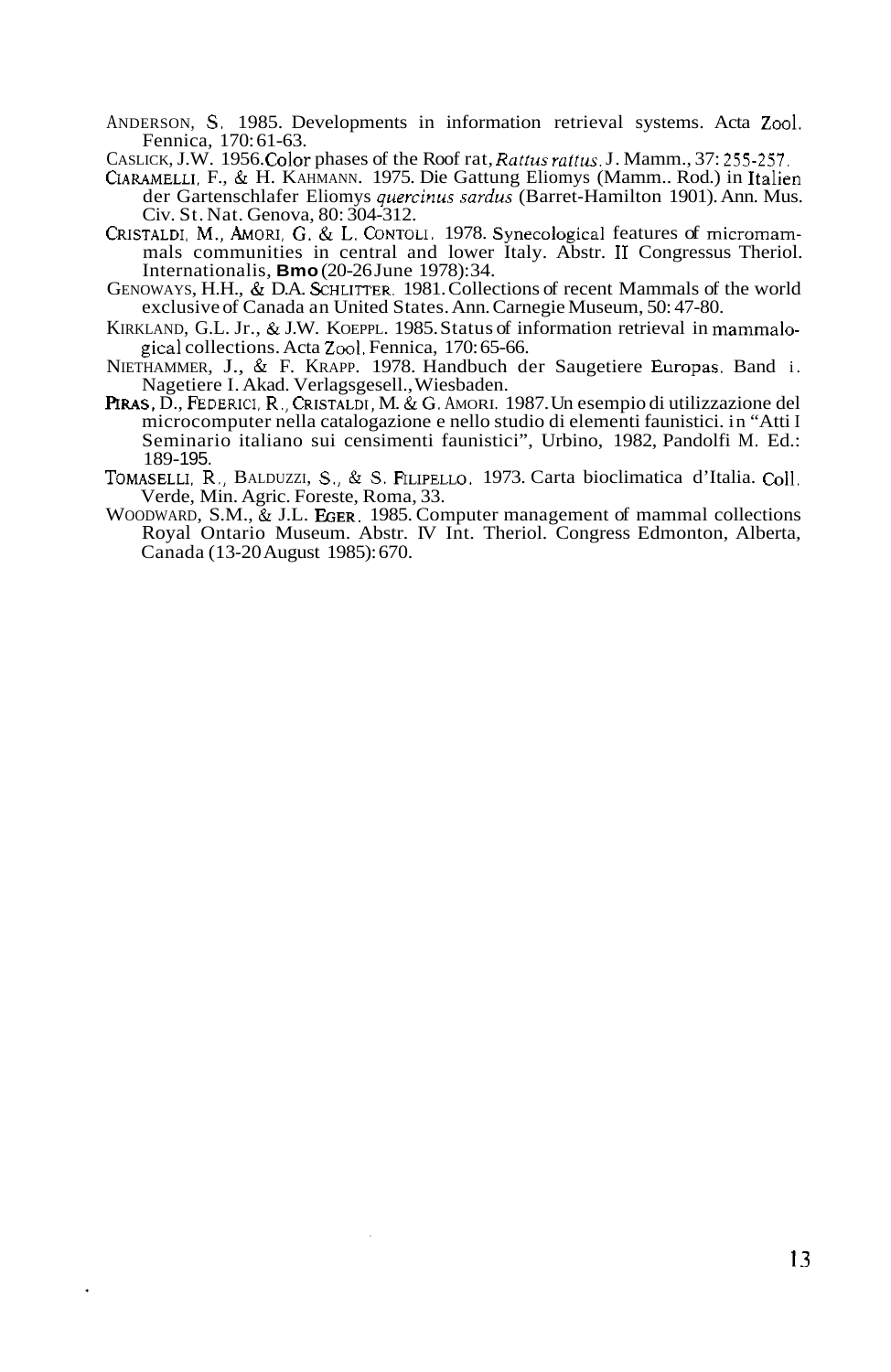ANDERSON, S. 1985. Developments in information retrieval systems. Acta Zool. Fennica, 170: 61-63.

CASLICK, J.W. 1956. Color phases of the Roof rat, *Rattus rattus*. J. Mamm., 37: 255-257.

CIARAMELLI, F., & H. KAHMANN. 1975. Die Gattung Eliomys (Mamm.. Rod.) in Italien der Gartenschlafer Eliomys *quercinus sardus* (Barret-Hamilton 1901). Ann. Mus. Civ. St. Nat. Genova, 80: 304-312.

CRISTALDI, M., AMORI, G. & L. CONTOLI. 1978. Synecological features of micromammals communities in central and lower Italy. Abstr. II Congressus Theriol. Internationalis, **Bmo** (20-26 June 1978): 34.

GENOWAYS, H.H., & D.A. SCHLITTER. 1981. Collections of recent Mammals of the world exclusive of Canada an United States. Ann. Carnegie Museum, 50: 47-80.

KIRKLAND, G.L. Jr., & J.W. KOEPPL. 1985. Status of information retrieval in mammalogical collections. Acta Zool. Fennica, 170: 65-66.

NIETHAMMER, J., & F. KRAPP. 1978. Handbuch der Saugetiere Europas. Band I. Nagetiere I. Akad. Verlagsgesell., Wiesbaden.

PIRAS, D., FEDERICI, R., CRISTALDI, M. & G. AMORI. 1987. Un esempio di utilizzazione del microcomputer nella catalogazione e nello studio di elementi faunistici. in "Atti I Seminario italiano sui censimenti faunistici", Urbino, 1982, Pandolfi M. Ed.: 189-195.

TOMASELLI, R., BALDUZZI, S., & S. FILIPELLO. 1973. Carta bioclimatica d'Italia. Coll. Verde, Min. Agric. Foreste, Roma, 33.

WOODWARD, S.M., & J.L. EGER. 1985. Computer management of mammal collections Royal Ontario Museum. Abstr. IV Int. Theriol. Congress Edmonton, Alberta, Canada (13-20 August 1985): 670.